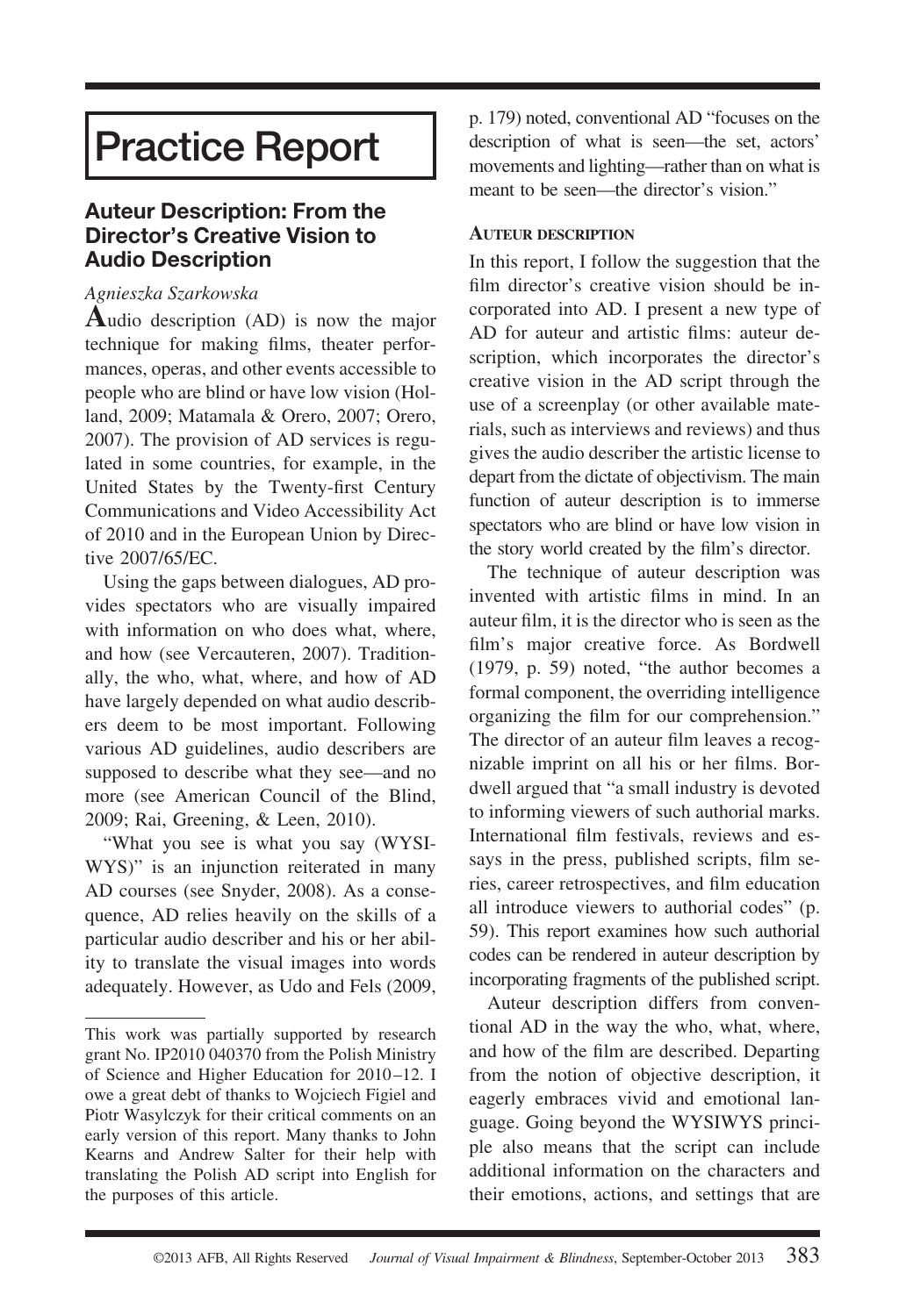# Practice Report

## Auteur Description: From the Director's Creative Vision to Audio Description

*Agnieszka Szarkowska*

Audio description (AD) is now the major technique for making films, theater performances, operas, and other events accessible to people who are blind or have low vision (Holland, 2009; Matamala & Orero, 2007; Orero, 2007). The provision of AD services is regulated in some countries, for example, in the United States by the Twenty-first Century Communications and Video Accessibility Act of 2010 and in the European Union by Directive 2007/65/EC.

Using the gaps between dialogues, AD provides spectators who are visually impaired with information on who does what, where, and how (see Vercauteren, 2007). Traditionally, the who, what, where, and how of AD have largely depended on what audio describers deem to be most important. Following various AD guidelines, audio describers are supposed to describe what they see—and no more (see American Council of the Blind, 2009; Rai, Greening, & Leen, 2010).

"What you see is what you say (WYSIWYS)" is an injunction reiterated in many AD courses (see Snyder, 2008). As a consequence, AD relies heavily on the skills of a particular audio describer and his or her ability to translate the visual images into words adequately. However, as Udo and Fels (2009, p. 179) noted, conventional AD "focuses on the description of what is seen—the set, actors' movements and lighting—rather than on what is meant to be seen—the director's vision."

### Auteur description

In this report, I follow the suggestion that the film director's creative vision should be incorporated into AD. I present a new type of AD for auteur and artistic films: auteur description, which incorporates the director's creative vision in the AD script through the use of a screenplay (or other available materials, such as interviews and reviews) and thus gives the audio describer the artistic license to depart from the dictate of objectivism. The main function of auteur description is to immerse spectators who are blind or have low vision in the story world created by the film's director.

The technique of auteur description was invented with artistic films in mind. In an auteur film, it is the director who is seen as the film's major creative force. As Bordwell (1979, p. 59) noted, "the author becomes a formal component, the overriding intelligence organizing the film for our comprehension." The director of an auteur film leaves a recognizable imprint on all his or her films. Bordwell argued that "a small industry is devoted to informing viewers of such authorial marks. International film festivals, reviews and essays in the press, published scripts, film series, career retrospectives, and film education all introduce viewers to authorial codes" (p. 59). This report examines how such authorial codes can be rendered in auteur description by incorporating fragments of the published script.

Auteur description differs from conventional AD in the way the who, what, where, and how of the film are described. Departing from the notion of objective description, it eagerly embraces vivid and emotional language. Going beyond the WYSIWYS principle also means that the script can include additional information on the characters and their emotions, actions, and settings that are

This work was partially supported by research grant No. IP2010 040370 from the Polish Ministry of Science and Higher Education for 2010–12. I owe a great debt of thanks to Wojciech Figiel and Piotr Wasylczyk for their critical comments on an early version of this report. Many thanks to John Kearns and Andrew Salter for their help with translating the Polish AD script into English for the purposes of this article.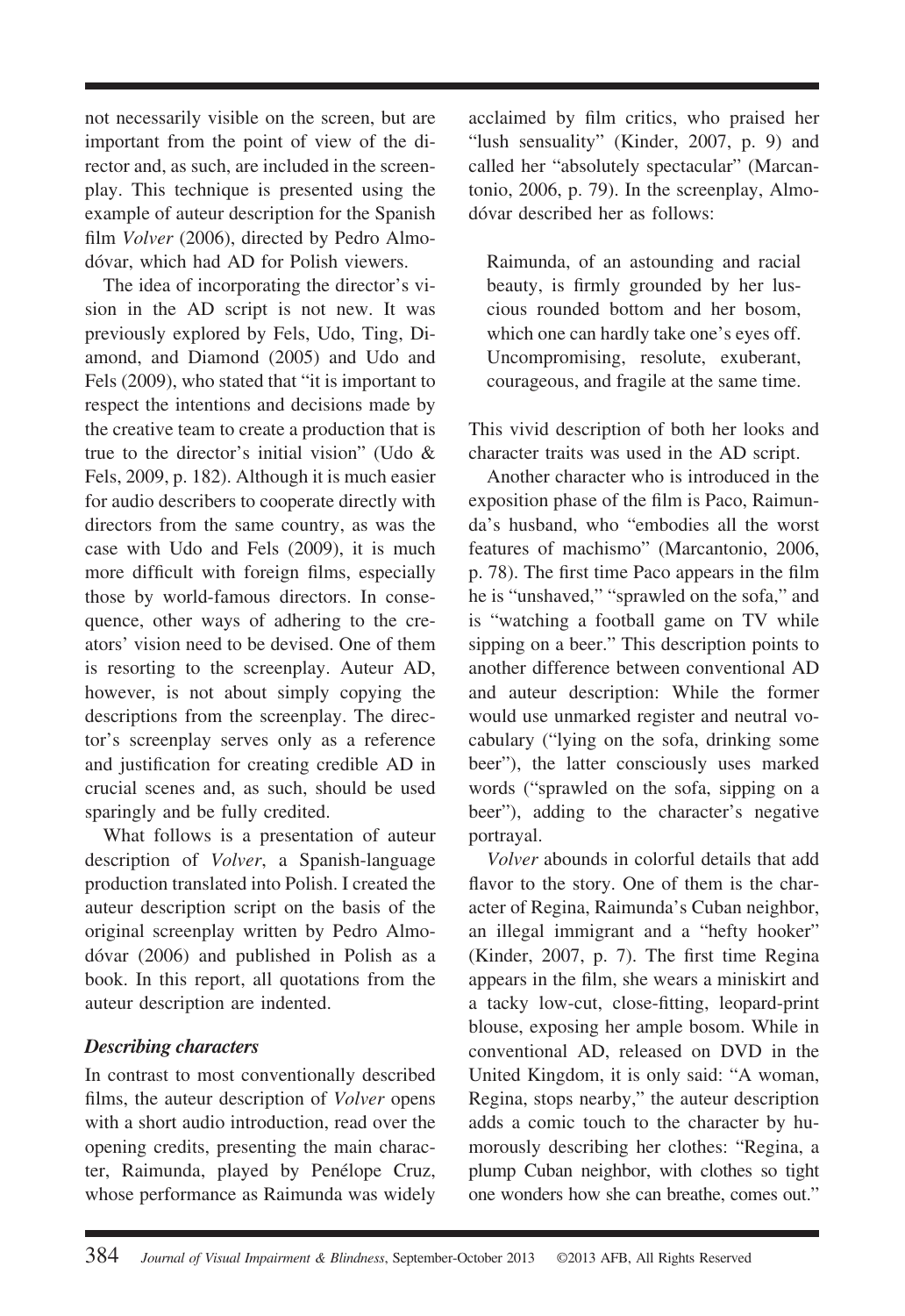not necessarily visible on the screen, but are important from the point of view of the director and, as such, are included in the screenplay. This technique is presented using the example of auteur description for the Spanish film *Volver* (2006), directed by Pedro Almodóvar, which had AD for Polish viewers.

The idea of incorporating the director's vision in the AD script is not new. It was previously explored by Fels, Udo, Ting, Diamond, and Diamond (2005) and Udo and Fels (2009), who stated that "it is important to respect the intentions and decisions made by the creative team to create a production that is true to the director's initial vision" (Udo & Fels, 2009, p. 182). Although it is much easier for audio describers to cooperate directly with directors from the same country, as was the case with Udo and Fels (2009), it is much more difficult with foreign films, especially those by world-famous directors. In consequence, other ways of adhering to the creators' vision need to be devised. One of them is resorting to the screenplay. Auteur AD, however, is not about simply copying the descriptions from the screenplay. The director's screenplay serves only as a reference and justification for creating credible AD in crucial scenes and, as such, should be used sparingly and be fully credited.

What follows is a presentation of auteur description of *Volver*, a Spanish-language production translated into Polish. I created the auteur description script on the basis of the original screenplay written by Pedro Almodóvar (2006) and published in Polish as a book. In this report, all quotations from the auteur description are indented.

### *Describing characters*

In contrast to most conventionally described films, the auteur description of *Volver* opens with a short audio introduction, read over the opening credits, presenting the main character, Raimunda, played by Penélope Cruz, whose performance as Raimunda was widely acclaimed by film critics, who praised her "lush sensuality" (Kinder, 2007, p. 9) and called her "absolutely spectacular" (Marcantonio, 2006, p. 79). In the screenplay, Almodóvar described her as follows:

> Raimunda, of an astounding and racial beauty, is firmly grounded by her luscious rounded bottom and her bosom, which one can hardly take one's eyes off. Uncompromising, resolute, exuberant, courageous, and fragile at the same time.

This vivid description of both her looks and character traits was used in the AD script.

Another character who is introduced in the exposition phase of the film is Paco, Raimunda's husband, who "embodies all the worst features of machismo" (Marcantonio, 2006, p. 78). The first time Paco appears in the film he is "unshaved," "sprawled on the sofa," and is "watching a football game on TV while sipping on a beer." This description points to another difference between conventional AD and auteur description: While the former would use unmarked register and neutral vocabulary ("lying on the sofa, drinking some beer"), the latter consciously uses marked words ("sprawled on the sofa, sipping on a beer"), adding to the character's negative portrayal.

*Volver* abounds in colorful details that add flavor to the story. One of them is the character of Regina, Raimunda's Cuban neighbor, an illegal immigrant and a "hefty hooker" (Kinder, 2007, p. 7). The first time Regina appears in the film, she wears a miniskirt and a tacky low-cut, close-fitting, leopard-print blouse, exposing her ample bosom. While in conventional AD, released on DVD in the United Kingdom, it is only said: "A woman, Regina, stops nearby," the auteur description adds a comic touch to the character by humorously describing her clothes: "Regina, a plump Cuban neighbor, with clothes so tight one wonders how she can breathe, comes out."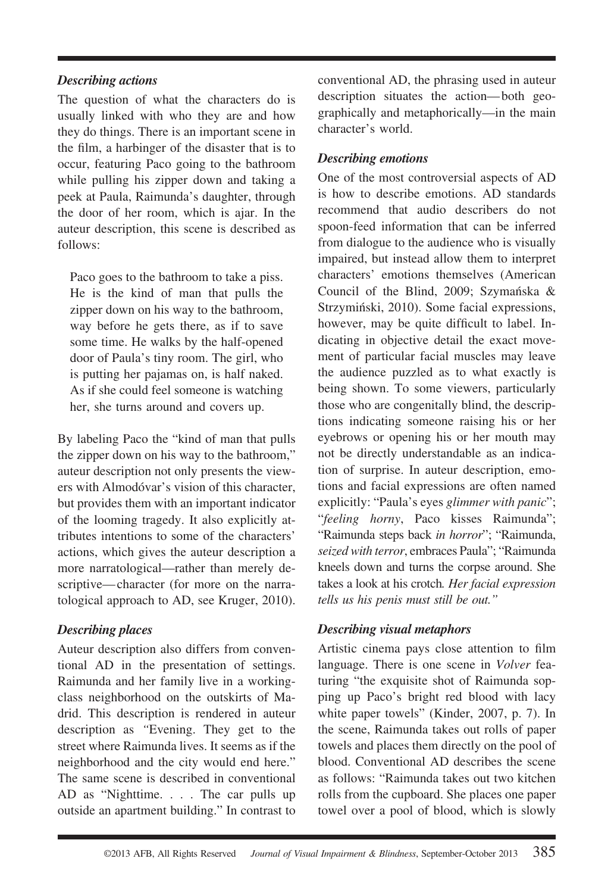### *Describing actions*

The question of what the characters do is usually linked with who they are and how they do things. There is an important scene in the film, a harbinger of the disaster that is to occur, featuring Paco going to the bathroom while pulling his zipper down and taking a peek at Paula, Raimunda's daughter, through the door of her room, which is ajar. In the auteur description, this scene is described as follows:

> Paco goes to the bathroom to take a piss. He is the kind of man that pulls the zipper down on his way to the bathroom, way before he gets there, as if to save some time. He walks by the half-opened door of Paula's tiny room. The girl, who is putting her pajamas on, is half naked. As if she could feel someone is watching her, she turns around and covers up.

By labeling Paco the "kind of man that pulls the zipper down on his way to the bathroom," auteur description not only presents the viewers with Almodóvar's vision of this character, but provides them with an important indicator of the looming tragedy. It also explicitly attributes intentions to some of the characters' actions, which gives the auteur description a more narratological—rather than merely descriptive—character (for more on the narratological approach to AD, see Kruger, 2010).

### *Describing places*

Auteur description also differs from conventional AD in the presentation of settings. Raimunda and her family live in a working-class neighborhood on the outskirts of Madrid. This description is rendered in auteur description as "Evening. They get to the street where Raimunda lives. It seems as if the neighborhood and the city would end here." The same scene is described in conventional AD as "Nighttime. . . . The car pulls up outside an apartment building." In contrast to conventional AD, the phrasing used in auteur description situates the action—both geographically and metaphorically—in the main character's world.

### *Describing emotions*

One of the most controversial aspects of AD is how to describe emotions. AD standards recommend that audio describers do not spoon-feed information that can be inferred from dialogue to the audience who is visually impaired, but instead allow them to interpret characters' emotions themselves (American Council of the Blind, 2009; Szymańska & Strzymiński, 2010). Some facial expressions, however, may be quite difficult to label. Indicating in objective detail the exact movement of particular facial muscles may leave the audience puzzled as to what exactly is being shown. To some viewers, particularly those who are congenitally blind, the descriptions indicating someone raising his or her eyebrows or opening his or her mouth may not be directly understandable as an indication of surprise. In auteur description, emotions and facial expressions are often named explicitly: "Paula's eyes *glimmer with panic*"; "*feeling horny*, Paco kisses Raimunda"; "Raimunda steps back *in horror*"; "Raimunda, *seized with terror*, embraces Paula"; "Raimunda kneels down and turns the corpse around. She takes a look at his crotch. *Her facial expression tells us his penis must still be out."*

### *Describing visual metaphors*

Artistic cinema pays close attention to film language. There is one scene in *Volver* featuring "the exquisite shot of Raimunda sopping up Paco's bright red blood with lacy white paper towels" (Kinder, 2007, p. 7). In the scene, Raimunda takes out rolls of paper towels and places them directly on the pool of blood. Conventional AD describes the scene as follows: "Raimunda takes out two kitchen rolls from the cupboard. She places one paper towel over a pool of blood, which is slowly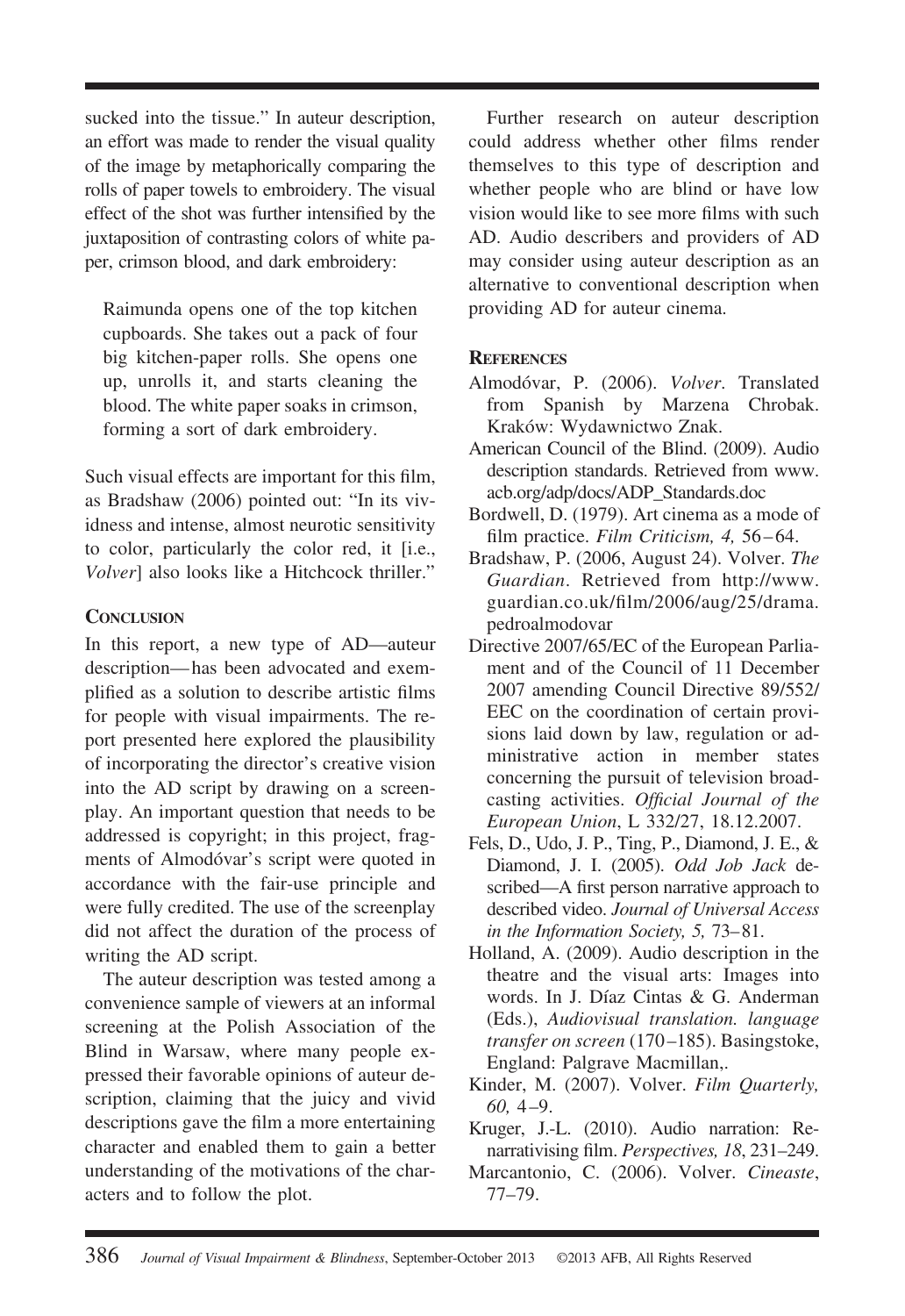sucked into the tissue." In auteur description, an effort was made to render the visual quality of the image by metaphorically comparing the rolls of paper towels to embroidery. The visual effect of the shot was further intensified by the juxtaposition of contrasting colors of white paper, crimson blood, and dark embroidery:

> Raimunda opens one of the top kitchen cupboards. She takes out a pack of four big kitchen-paper rolls. She opens one up, unrolls it, and starts cleaning the blood. The white paper soaks in crimson, forming a sort of dark embroidery.

Such visual effects are important for this film, as Bradshaw (2006) pointed out: "In its vividness and intense, almost neurotic sensitivity to color, particularly the color red, it [i.e., *Volver*] also looks like a Hitchcock thriller."

## Conclusion

In this report, a new type of AD—auteur description—has been advocated and exemplified as a solution to describe artistic films for people with visual impairments. The report presented here explored the plausibility of incorporating the director's creative vision into the AD script by drawing on a screenplay. An important question that needs to be addressed is copyright; in this project, fragments of Almodóvar's script were quoted in accordance with the fair-use principle and were fully credited. The use of the screenplay did not affect the duration of the process of writing the AD script.

The auteur description was tested among a convenience sample of viewers at an informal screening at the Polish Association of the Blind in Warsaw, where many people expressed their favorable opinions of auteur description, claiming that the juicy and vivid descriptions gave the film a more entertaining character and enabled them to gain a better understanding of the motivations of the characters and to follow the plot.

Further research on auteur description could address whether other films render themselves to this type of description and whether people who are blind or have low vision would like to see more films with such AD. Audio describers and providers of AD may consider using auteur description as an alternative to conventional description when providing AD for auteur cinema.

## References

Almodóvar, P. (2006). *Volver*. Translated from Spanish by Marzena Chrobak. Kraków: Wydawnictwo Znak.

American Council of the Blind. (2009). Audio description standards. Retrieved from www.acb.org/adp/docs/ADP_Standards.doc

Bordwell, D. (1979). Art cinema as a mode of film practice. *Film Criticism, 4,* 56–64.

Bradshaw, P. (2006, August 24). Volver. *The Guardian*. Retrieved from http://www.guardian.co.uk/film/2006/aug/25/drama.pedroalmodovar

Directive 2007/65/EC of the European Parliament and of the Council of 11 December 2007 amending Council Directive 89/552/EEC on the coordination of certain provisions laid down by law, regulation or administrative action in member states concerning the pursuit of television broadcasting activities. *Official Journal of the European Union*, L 332/27, 18.12.2007.

Fels, D., Udo, J. P., Ting, P., Diamond, J. E., & Diamond, J. I. (2005). *Odd Job Jack* described—A first person narrative approach to described video. *Journal of Universal Access in the Information Society, 5,* 73–81.

Holland, A. (2009). Audio description in the theatre and the visual arts: Images into words. In J. Díaz Cintas & G. Anderman (Eds.), *Audiovisual translation. language transfer on screen* (170–185). Basingstoke, England: Palgrave Macmillan,.

Kinder, M. (2007). Volver. *Film Quarterly, 60,* 4–9.

Kruger, J.-L. (2010). Audio narration: Re-narrativising film. *Perspectives, 18*, 231–249.

Marcantonio, C. (2006). Volver. *Cineaste*, 77–79.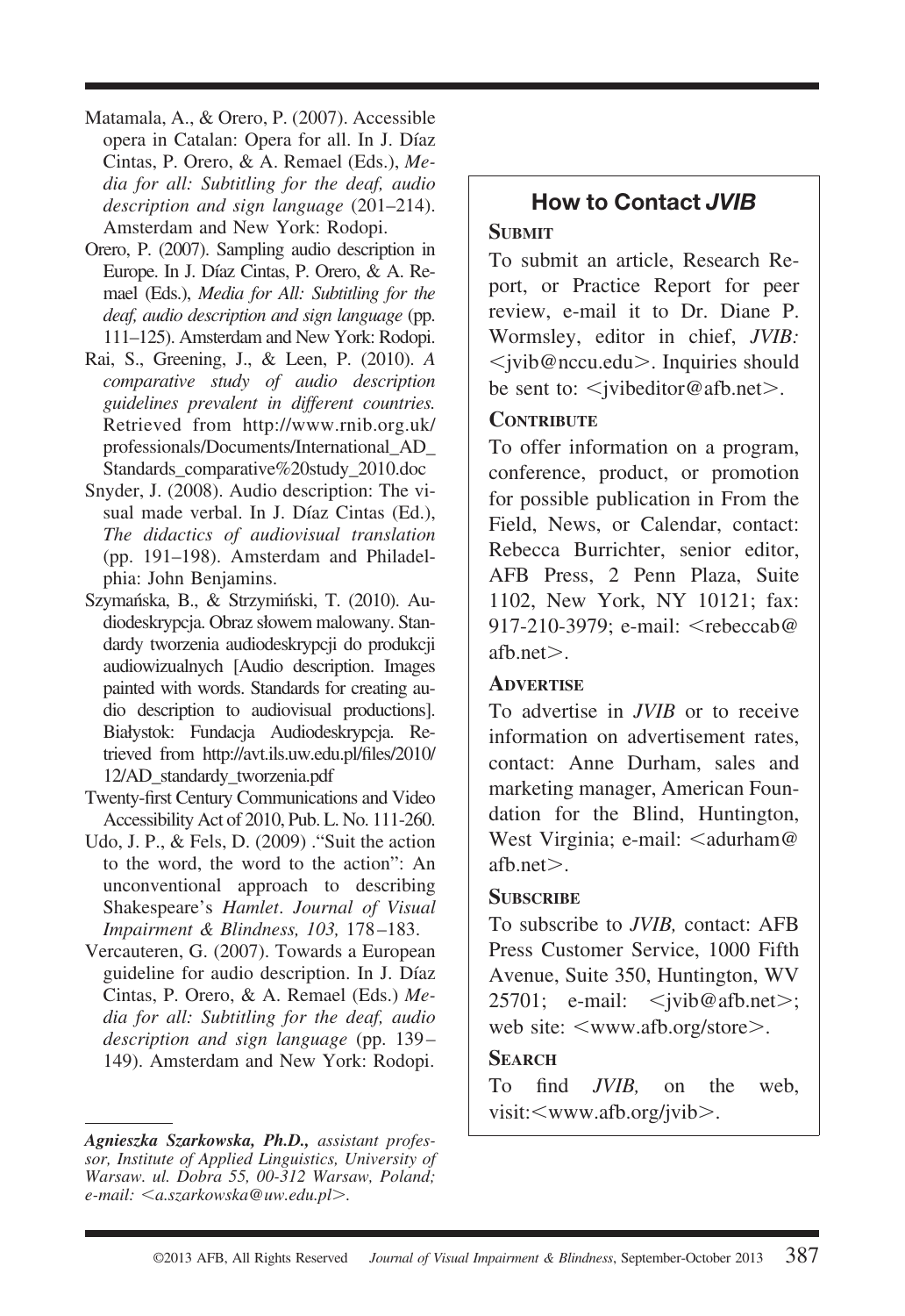Matamala, A., & Orero, P. (2007). Accessible opera in Catalan: Opera for all. In J. Díaz Cintas, P. Orero, & A. Remael (Eds.), *Media for all: Subtitling for the deaf, audio description and sign language* (201–214). Amsterdam and New York: Rodopi.

Orero, P. (2007). Sampling audio description in Europe. In J. Díaz Cintas, P. Orero, & A. Remael (Eds.), *Media for All: Subtitling for the deaf, audio description and sign language* (pp. 111–125). Amsterdam and New York: Rodopi.

Rai, S., Greening, J., & Leen, P. (2010). *A comparative study of audio description guidelines prevalent in different countries.* Retrieved from http://www.rnib.org.uk/professionals/Documents/International_AD_Standards_comparative%20study_2010.doc

Snyder, J. (2008). Audio description: The visual made verbal. In J. Díaz Cintas (Ed.), *The didactics of audiovisual translation* (pp. 191–198). Amsterdam and Philadelphia: John Benjamins.

Szymańska, B., & Strzymiński, T. (2010). Audiodeskrypcja. Obraz słowem malowany. Standardy tworzenia audiodeskrypcji do produkcji audiowizualnych [Audio description. Images painted with words. Standards for creating audio description to audiovisual productions]. Białystok: Fundacja Audiodeskrypcja. Retrieved from http://avt.ils.uw.edu.pl/files/2010/12/AD_standardy_tworzenia.pdf

Twenty-first Century Communications and Video Accessibility Act of 2010, Pub. L. No. 111-260.

Udo, J. P., & Fels, D. (2009) ."Suit the action to the word, the word to the action": An unconventional approach to describing Shakespeare's *Hamlet*. *Journal of Visual Impairment & Blindness, 103,* 178–183.

Vercauteren, G. (2007). Towards a European guideline for audio description. In J. Díaz Cintas, P. Orero, & A. Remael (Eds.) *Media for all: Subtitling for the deaf, audio description and sign language* (pp. 139–149). Amsterdam and New York: Rodopi.

---

***Agnieszka Szarkowska, Ph.D.,*** *assistant professor, Institute of Applied Linguistics, University of Warsaw. ul. Dobra 55, 00-312 Warsaw, Poland; e-mail: <a.szarkowska@uw.edu.pl>.*

## How to Contact *JVIB*

**SUBMIT**

To submit an article, Research Report, or Practice Report for peer review, e-mail it to Dr. Diane P. Wormsley, editor in chief, *JVIB:* <jvib@nccu.edu>. Inquiries should be sent to: <jvibeditor@afb.net>.

**CONTRIBUTE**

To offer information on a program, conference, product, or promotion for possible publication in From the Field, News, or Calendar, contact: Rebecca Burrichter, senior editor, AFB Press, 2 Penn Plaza, Suite 1102, New York, NY 10121; fax: 917-210-3979; e-mail: <rebeccab@afb.net>.

**ADVERTISE**

To advertise in *JVIB* or to receive information on advertisement rates, contact: Anne Durham, sales and marketing manager, American Foundation for the Blind, Huntington, West Virginia; e-mail: <adurham@afb.net>.

**SUBSCRIBE**

To subscribe to *JVIB,* contact: AFB Press Customer Service, 1000 Fifth Avenue, Suite 350, Huntington, WV 25701; e-mail: <jvib@afb.net>; web site: <www.afb.org/store>.

**SEARCH**

To find *JVIB,* on the web, visit:<www.afb.org/jvib>.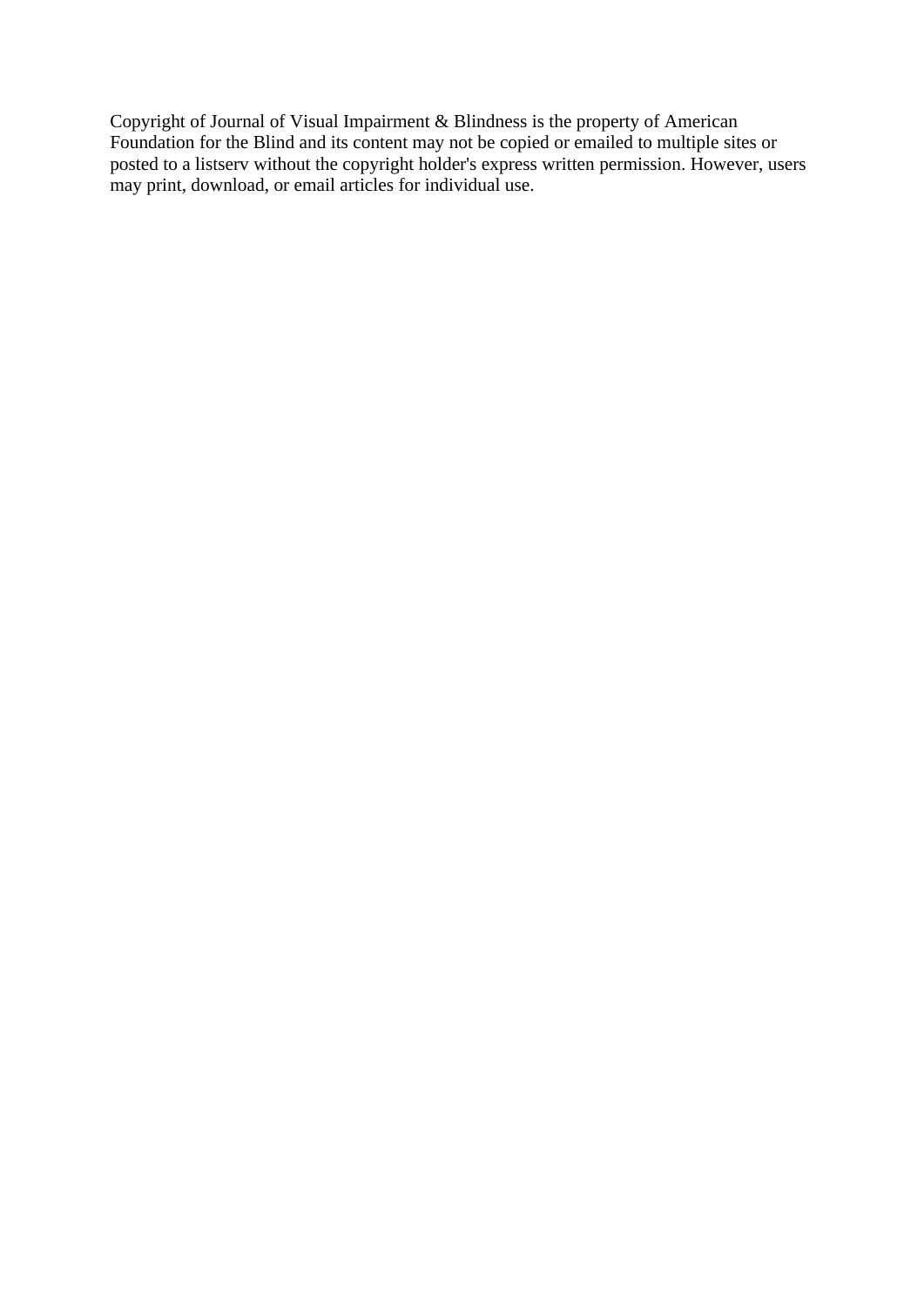Copyright of Journal of Visual Impairment & Blindness is the property of American Foundation for the Blind and its content may not be copied or emailed to multiple sites or posted to a listserv without the copyright holder's express written permission. However, users may print, download, or email articles for individual use.